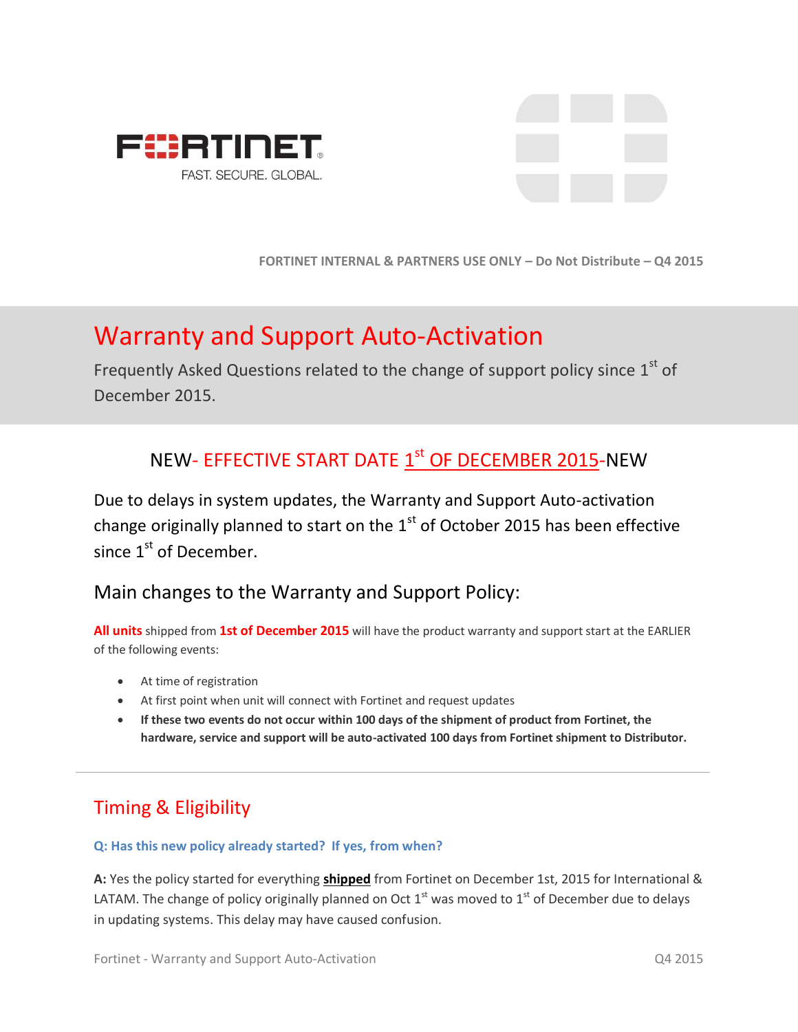FORTINET INTERNAL & PARTNERS USE ONLY – Do Not Distribute – Q4 2015

# Warranty and Support Auto-Activation

Frequently Asked Questions related to the change of support policy since 1st of December 2015.

## NEW- EFFECTIVE START DATE 1st OF DECEMBER 2015-NEW

Due to delays in system updates, the Warranty and Support Auto-activation change originally planned to start on the 1st of October 2015 has been effective since 1st of December.

### Main changes to the Warranty and Support Policy:

**All units** shipped from **1st of December 2015** will have the product warranty and support start at the EARLIER of the following events:

- At time of registration
- At first point when unit will connect with Fortinet and request updates
- **If these two events do not occur within 100 days of the shipment of product from Fortinet, the hardware, service and support will be auto-activated 100 days from Fortinet shipment to Distributor.**

---

## Timing & Eligibility

**Q: Has this new policy already started? If yes, from when?**

**A:** Yes the policy started for everything **shipped** from Fortinet on December 1st, 2015 for International & LATAM. The change of policy originally planned on Oct 1st was moved to 1st of December due to delays in updating systems. This delay may have caused confusion.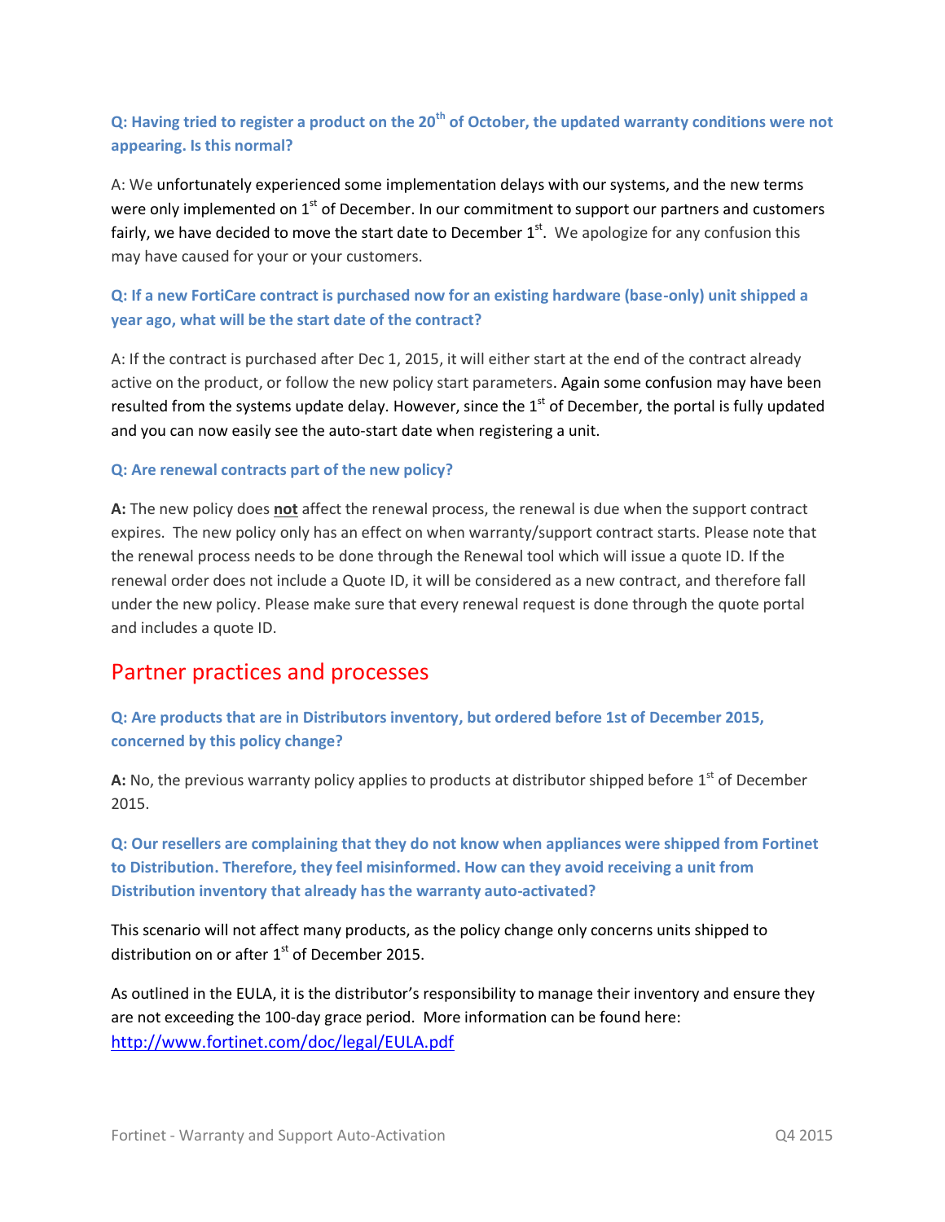**Q: Having tried to register a product on the 20th of October, the updated warranty conditions were not appearing. Is this normal?**

A: We unfortunately experienced some implementation delays with our systems, and the new terms were only implemented on 1st of December. In our commitment to support our partners and customers fairly, we have decided to move the start date to December 1st. We apologize for any confusion this may have caused for your or your customers.

**Q: If a new FortiCare contract is purchased now for an existing hardware (base-only) unit shipped a year ago, what will be the start date of the contract?**

A: If the contract is purchased after Dec 1, 2015, it will either start at the end of the contract already active on the product, or follow the new policy start parameters. Again some confusion may have been resulted from the systems update delay. However, since the 1st of December, the portal is fully updated and you can now easily see the auto-start date when registering a unit.

**Q: Are renewal contracts part of the new policy?**

**A:** The new policy does **not** affect the renewal process, the renewal is due when the support contract expires. The new policy only has an effect on when warranty/support contract starts. Please note that the renewal process needs to be done through the Renewal tool which will issue a quote ID. If the renewal order does not include a Quote ID, it will be considered as a new contract, and therefore fall under the new policy. Please make sure that every renewal request is done through the quote portal and includes a quote ID.

## Partner practices and processes

**Q: Are products that are in Distributors inventory, but ordered before 1st of December 2015, concerned by this policy change?**

**A:** No, the previous warranty policy applies to products at distributor shipped before 1st of December 2015.

**Q: Our resellers are complaining that they do not know when appliances were shipped from Fortinet to Distribution. Therefore, they feel misinformed. How can they avoid receiving a unit from Distribution inventory that already has the warranty auto-activated?**

This scenario will not affect many products, as the policy change only concerns units shipped to distribution on or after 1st of December 2015.

As outlined in the EULA, it is the distributor's responsibility to manage their inventory and ensure they are not exceeding the 100-day grace period. More information can be found here: http://www.fortinet.com/doc/legal/EULA.pdf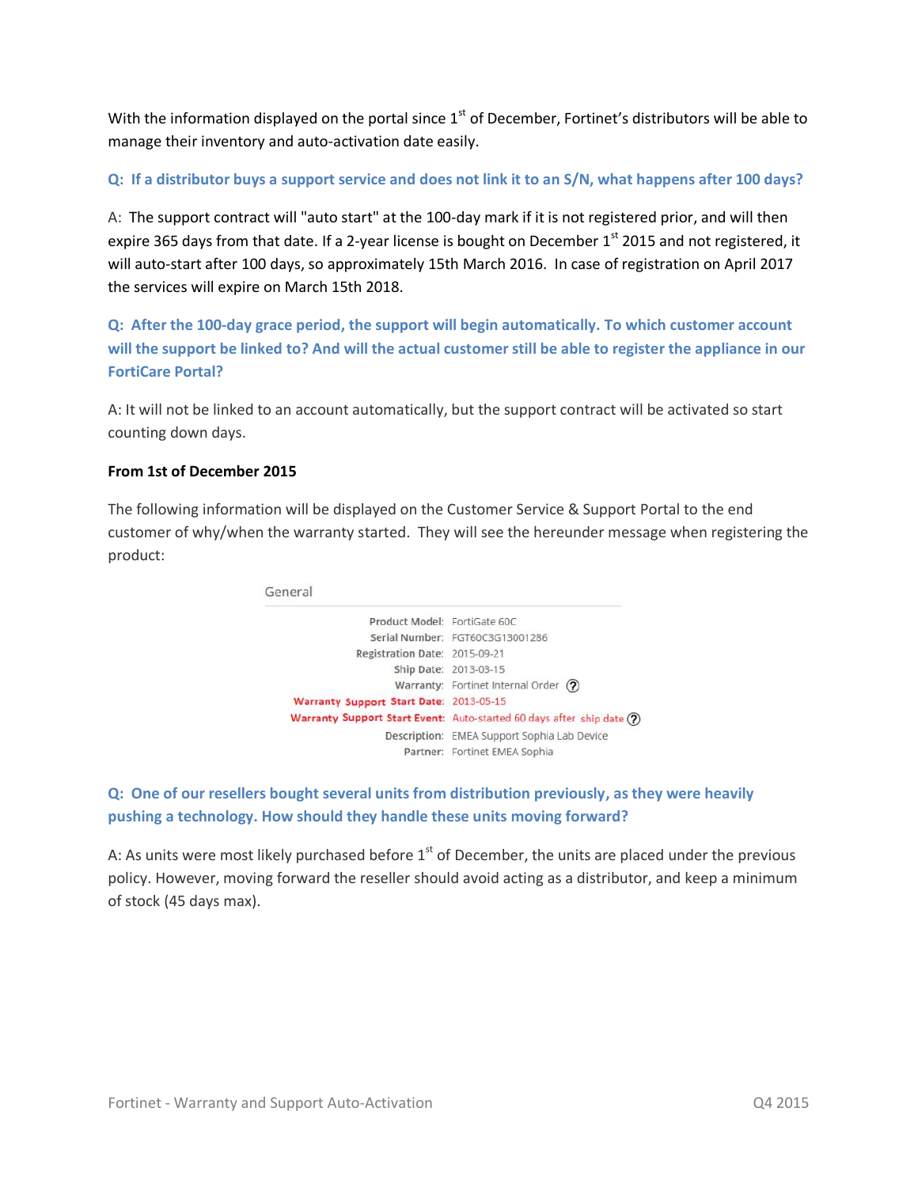With the information displayed on the portal since 1st of December, Fortinet's distributors will be able to manage their inventory and auto-activation date easily.

**Q: If a distributor buys a support service and does not link it to an S/N, what happens after 100 days?**

A: The support contract will "auto start" at the 100-day mark if it is not registered prior, and will then expire 365 days from that date. If a 2-year license is bought on December 1st 2015 and not registered, it will auto-start after 100 days, so approximately 15th March 2016. In case of registration on April 2017 the services will expire on March 15th 2018.

**Q: After the 100-day grace period, the support will begin automatically. To which customer account will the support be linked to? And will the actual customer still be able to register the appliance in our FortiCare Portal?**

A: It will not be linked to an account automatically, but the support contract will be activated so start counting down days.

**From 1st of December 2015**

The following information will be displayed on the Customer Service & Support Portal to the end customer of why/when the warranty started. They will see the hereunder message when registering the product:

General

| | |
|---|---|
| Product Model: | FortiGate 60C |
| Serial Number: | FGT60C3G13001286 |
| Registration Date: | 2015-09-21 |
| Ship Date: | 2013-03-15 |
| Warranty: | Fortinet Internal Order |
| Warranty Support Start Date: | 2013-05-15 |
| Warranty Support Start Event: | Auto-started 60 days after ship date |
| Description: | EMEA Support Sophia Lab Device |
| Partner: | Fortinet EMEA Sophia |

**Q: One of our resellers bought several units from distribution previously, as they were heavily pushing a technology. How should they handle these units moving forward?**

A: As units were most likely purchased before 1st of December, the units are placed under the previous policy. However, moving forward the reseller should avoid acting as a distributor, and keep a minimum of stock (45 days max).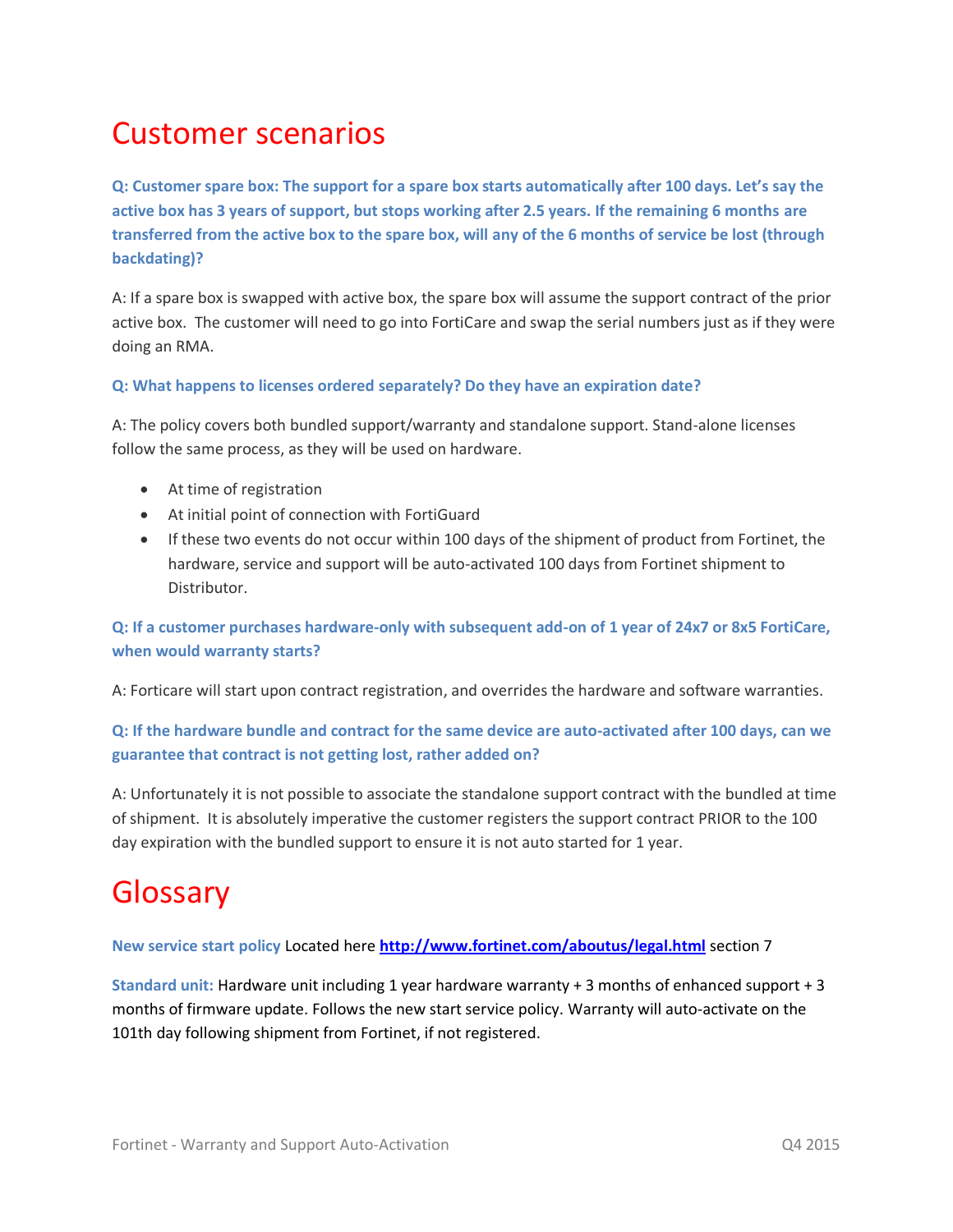# Customer scenarios

**Q: Customer spare box: The support for a spare box starts automatically after 100 days. Let's say the active box has 3 years of support, but stops working after 2.5 years. If the remaining 6 months are transferred from the active box to the spare box, will any of the 6 months of service be lost (through backdating)?**

A: If a spare box is swapped with active box, the spare box will assume the support contract of the prior active box. The customer will need to go into FortiCare and swap the serial numbers just as if they were doing an RMA.

**Q: What happens to licenses ordered separately? Do they have an expiration date?**

A: The policy covers both bundled support/warranty and standalone support. Stand-alone licenses follow the same process, as they will be used on hardware.

- At time of registration
- At initial point of connection with FortiGuard
- If these two events do not occur within 100 days of the shipment of product from Fortinet, the hardware, service and support will be auto-activated 100 days from Fortinet shipment to Distributor.

**Q: If a customer purchases hardware-only with subsequent add-on of 1 year of 24x7 or 8x5 FortiCare, when would warranty starts?**

A: Forticare will start upon contract registration, and overrides the hardware and software warranties.

**Q: If the hardware bundle and contract for the same device are auto-activated after 100 days, can we guarantee that contract is not getting lost, rather added on?**

A: Unfortunately it is not possible to associate the standalone support contract with the bundled at time of shipment. It is absolutely imperative the customer registers the support contract PRIOR to the 100 day expiration with the bundled support to ensure it is not auto started for 1 year.

# Glossary

**New service start policy** Located here [http://www.fortinet.com/aboutus/legal.html](http://www.fortinet.com/aboutus/legal.html) section 7

**Standard unit:** Hardware unit including 1 year hardware warranty + 3 months of enhanced support + 3 months of firmware update. Follows the new start service policy. Warranty will auto-activate on the 101th day following shipment from Fortinet, if not registered.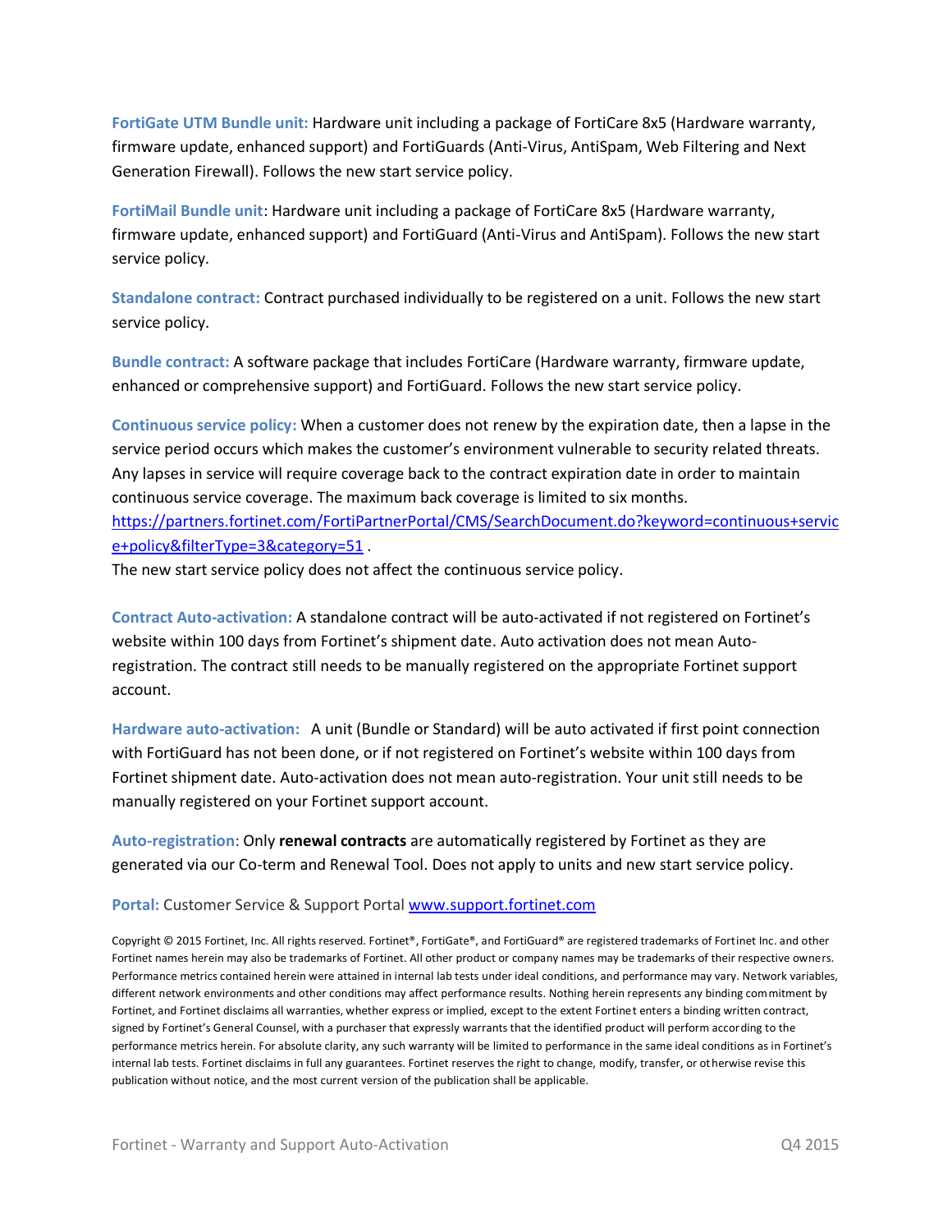**FortiGate UTM Bundle unit:** Hardware unit including a package of FortiCare 8x5 (Hardware warranty, firmware update, enhanced support) and FortiGuards (Anti-Virus, AntiSpam, Web Filtering and Next Generation Firewall). Follows the new start service policy.

**FortiMail Bundle unit**: Hardware unit including a package of FortiCare 8x5 (Hardware warranty, firmware update, enhanced support) and FortiGuard (Anti-Virus and AntiSpam). Follows the new start service policy.

**Standalone contract:** Contract purchased individually to be registered on a unit. Follows the new start service policy.

**Bundle contract:** A software package that includes FortiCare (Hardware warranty, firmware update, enhanced or comprehensive support) and FortiGuard. Follows the new start service policy.

**Continuous service policy:** When a customer does not renew by the expiration date, then a lapse in the service period occurs which makes the customer's environment vulnerable to security related threats. Any lapses in service will require coverage back to the contract expiration date in order to maintain continuous service coverage. The maximum back coverage is limited to six months. [https://partners.fortinet.com/FortiPartnerPortal/CMS/SearchDocument.do?keyword=continuous+service+policy&filterType=3&category=51](https://partners.fortinet.com/FortiPartnerPortal/CMS/SearchDocument.do?keyword=continuous+service+policy&filterType=3&category=51) .
The new start service policy does not affect the continuous service policy.

**Contract Auto-activation:** A standalone contract will be auto-activated if not registered on Fortinet's website within 100 days from Fortinet's shipment date. Auto activation does not mean Auto-registration. The contract still needs to be manually registered on the appropriate Fortinet support account.

**Hardware auto-activation:** A unit (Bundle or Standard) will be auto activated if first point connection with FortiGuard has not been done, or if not registered on Fortinet's website within 100 days from Fortinet shipment date. Auto-activation does not mean auto-registration. Your unit still needs to be manually registered on your Fortinet support account.

**Auto-registration**: Only **renewal contracts** are automatically registered by Fortinet as they are generated via our Co-term and Renewal Tool. Does not apply to units and new start service policy.

**Portal:** Customer Service & Support Portal [www.support.fortinet.com](http://www.support.fortinet.com)

Copyright © 2015 Fortinet, Inc. All rights reserved. Fortinet®, FortiGate®, and FortiGuard® are registered trademarks of Fortinet Inc. and other Fortinet names herein may also be trademarks of Fortinet. All other product or company names may be trademarks of their respective owners. Performance metrics contained herein were attained in internal lab tests under ideal conditions, and performance may vary. Network variables, different network environments and other conditions may affect performance results. Nothing herein represents any binding commitment by Fortinet, and Fortinet disclaims all warranties, whether express or implied, except to the extent Fortinet enters a binding written contract, signed by Fortinet's General Counsel, with a purchaser that expressly warrants that the identified product will perform according to the performance metrics herein. For absolute clarity, any such warranty will be limited to performance in the same ideal conditions as in Fortinet's internal lab tests. Fortinet disclaims in full any guarantees. Fortinet reserves the right to change, modify, transfer, or otherwise revise this publication without notice, and the most current version of the publication shall be applicable.